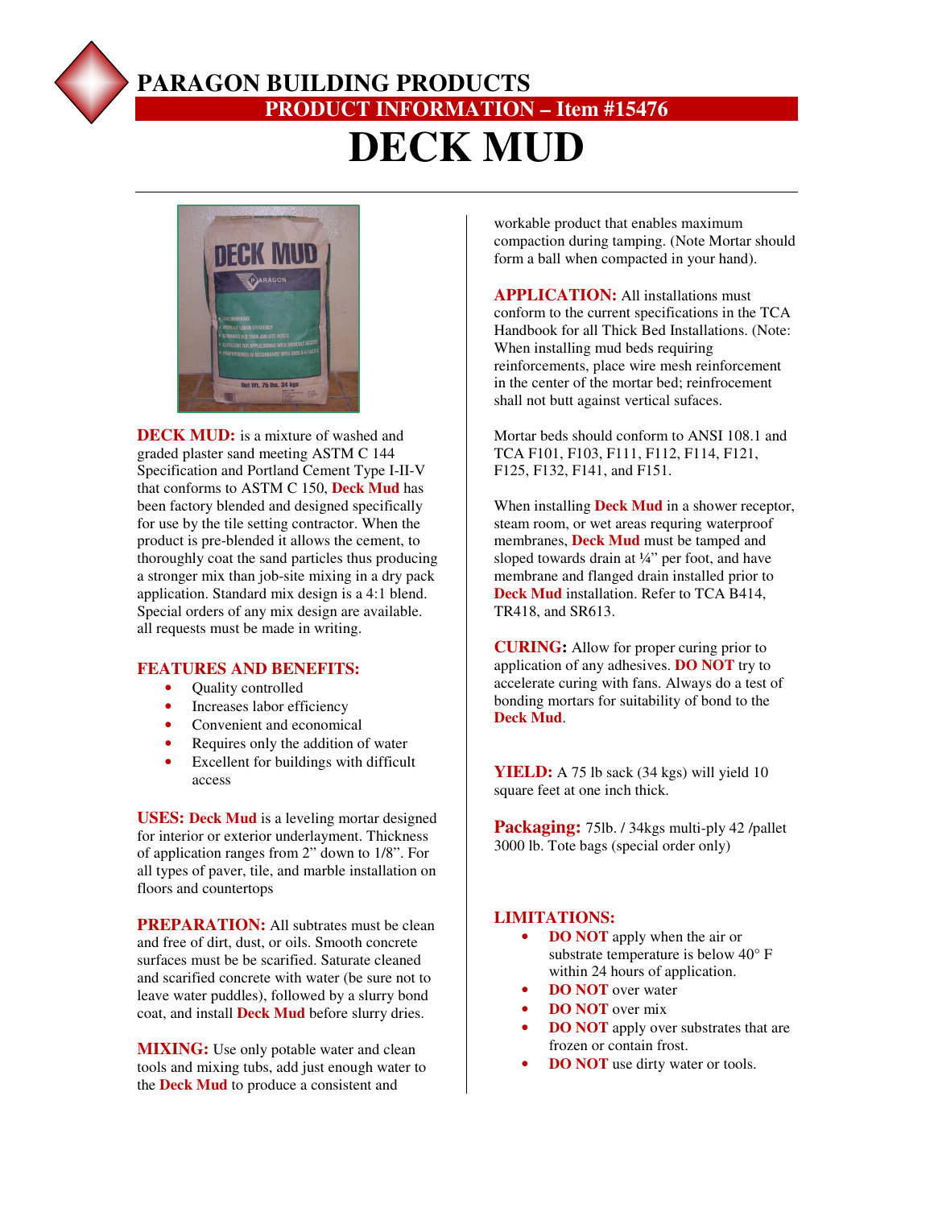# PARAGON BUILDING PRODUCTS

## PRODUCT INFORMATION – Item #15476

# DECK MUD

**DECK MUD:** is a mixture of washed and graded plaster sand meeting ASTM C 144 Specification and Portland Cement Type I-II-V that conforms to ASTM C 150, **Deck Mud** has been factory blended and designed specifically for use by the tile setting contractor. When the product is pre-blended it allows the cement, to thoroughly coat the sand particles thus producing a stronger mix than job-site mixing in a dry pack application. Standard mix design is a 4:1 blend. Special orders of any mix design are available. all requests must be made in writing.

**FEATURES AND BENEFITS:**

- Quality controlled
- Increases labor efficiency
- Convenient and economical
- Requires only the addition of water
- Excellent for buildings with difficult access

**USES:** **Deck Mud** is a leveling mortar designed for interior or exterior underlayment. Thickness of application ranges from 2" down to 1/8". For all types of paver, tile, and marble installation on floors and countertops

**PREPARATION:** All subtrates must be clean and free of dirt, dust, or oils. Smooth concrete surfaces must be be scarified. Saturate cleaned and scarified concrete with water (be sure not to leave water puddles), followed by a slurry bond coat, and install **Deck Mud** before slurry dries.

**MIXING:** Use only potable water and clean tools and mixing tubs, add just enough water to the **Deck Mud** to produce a consistent and workable product that enables maximum compaction during tamping. (Note Mortar should form a ball when compacted in your hand).

**APPLICATION:** All installations must conform to the current specifications in the TCA Handbook for all Thick Bed Installations. (Note: When installing mud beds requiring reinforcements, place wire mesh reinforcement in the center of the mortar bed; reinfrocement shall not butt against vertical sufaces.

Mortar beds should conform to ANSI 108.1 and TCA F101, F103, F111, F112, F114, F121, F125, F132, F141, and F151.

When installing **Deck Mud** in a shower receptor, steam room, or wet areas requring waterproof membranes, **Deck Mud** must be tamped and sloped towards drain at ¼" per foot, and have membrane and flanged drain installed prior to **Deck Mud** installation. Refer to TCA B414, TR418, and SR613.

**CURING:** Allow for proper curing prior to application of any adhesives. **DO NOT** try to accelerate curing with fans. Always do a test of bonding mortars for suitability of bond to the **Deck Mud**.

**YIELD:** A 75 lb sack (34 kgs) will yield 10 square feet at one inch thick.

**Packaging:** 75lb. / 34kgs multi-ply 42 /pallet
3000 lb. Tote bags (special order only)

**LIMITATIONS:**

- **DO NOT** apply when the air or substrate temperature is below 40° F within 24 hours of application.
- **DO NOT** over water
- **DO NOT** over mix
- **DO NOT** apply over substrates that are frozen or contain frost.
- **DO NOT** use dirty water or tools.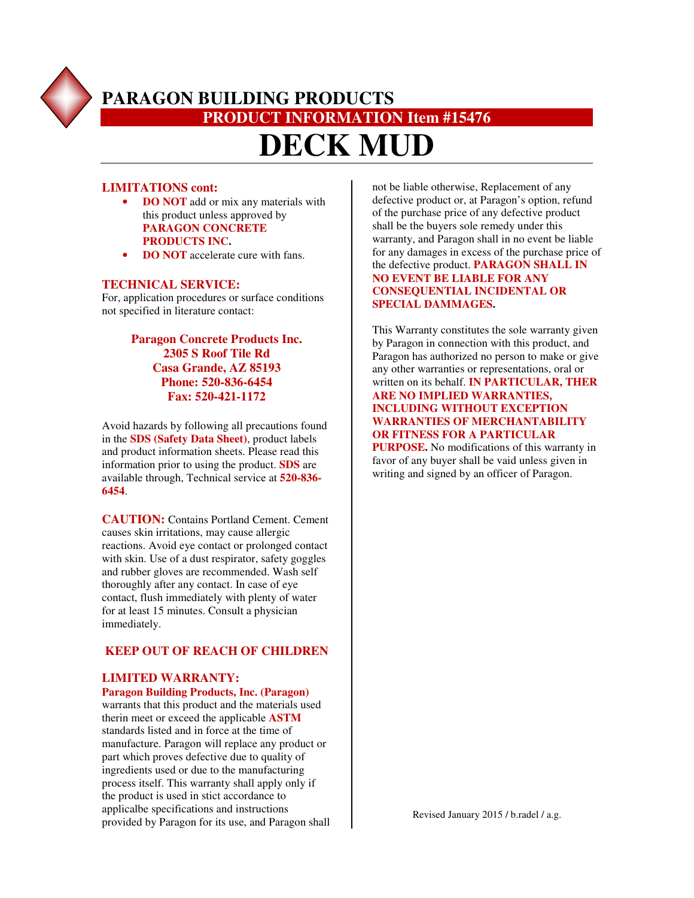# PARAGON BUILDING PRODUCTS

## PRODUCT INFORMATION Item #15476

# DECK MUD

### LIMITATIONS cont:

- **DO NOT** add or mix any materials with this product unless approved by **PARAGON CONCRETE PRODUCTS INC.**
- **DO NOT** accelerate cure with fans.

### TECHNICAL SERVICE:

For, application procedures or surface conditions not specified in literature contact:

**Paragon Concrete Products Inc.**
**2305 S Roof Tile Rd**
**Casa Grande, AZ 85193**
**Phone: 520-836-6454**
**Fax: 520-421-1172**

Avoid hazards by following all precautions found in the **SDS (Safety Data Sheet)**, product labels and product information sheets. Please read this information prior to using the product. **SDS** are available through, Technical service at **520-836-6454**.

**CAUTION:** Contains Portland Cement. Cement causes skin irritations, may cause allergic reactions. Avoid eye contact or prolonged contact with skin. Use of a dust respirator, safety goggles and rubber gloves are recommended. Wash self thoroughly after any contact. In case of eye contact, flush immediately with plenty of water for at least 15 minutes. Consult a physician immediately.

**KEEP OUT OF REACH OF CHILDREN**

### LIMITED WARRANTY:

**Paragon Building Products, Inc. (Paragon)** warrants that this product and the materials used therin meet or exceed the applicable **ASTM** standards listed and in force at the time of manufacture. Paragon will replace any product or part which proves defective due to quality of ingredients used or due to the manufacturing process itself. This warranty shall apply only if the product is used in stict accordance to applicalbe specifications and instructions provided by Paragon for its use, and Paragon shall not be liable otherwise, Replacement of any defective product or, at Paragon's option, refund of the purchase price of any defective product shall be the buyers sole remedy under this warranty, and Paragon shall in no event be liable for any damages in excess of the purchase price of the defective product. **PARAGON SHALL IN NO EVENT BE LIABLE FOR ANY CONSEQUENTIAL INCIDENTAL OR SPECIAL DAMMAGES.**

This Warranty constitutes the sole warranty given by Paragon in connection with this product, and Paragon has authorized no person to make or give any other warranties or representations, oral or written on its behalf. **IN PARTICULAR, THER ARE NO IMPLIED WARRANTIES, INCLUDING WITHOUT EXCEPTION WARRANTIES OF MERCHANTABILITY OR FITNESS FOR A PARTICULAR PURPOSE.** No modifications of this warranty in favor of any buyer shall be vaid unless given in writing and signed by an officer of Paragon.

Revised January 2015 / b.radel / a.g.